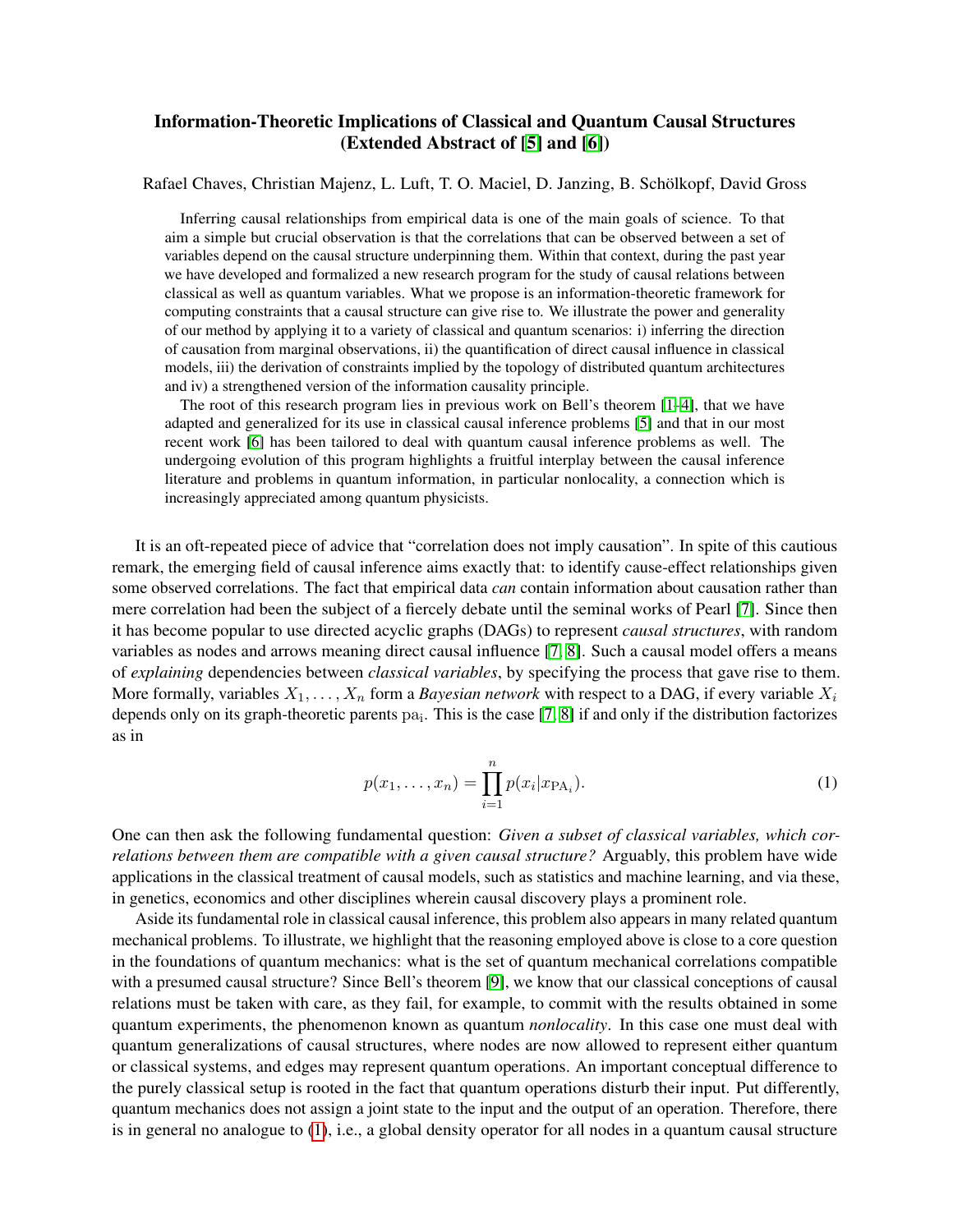# Information-Theoretic Implications of Classical and Quantum Causal Structures (Extended Abstract of [5] and [6])

Rafael Chaves, Christian Majenz, L. Luft, T. O. Maciel, D. Janzing, B. Schölkopf, David Gross

Inferring causal relationships from empirical data is one of the main goals of science. To that aim a simple but crucial observation is that the correlations that can be observed between a set of variables depend on the causal structure underpinning them. Within that context, during the past year we have developed and formalized a new research program for the study of causal relations between classical as well as quantum variables. What we propose is an information-theoretic framework for computing constraints that a causal structure can give rise to. We illustrate the power and generality of our method by applying it to a variety of classical and quantum scenarios: i) inferring the direction of causation from marginal observations, ii) the quantification of direct causal influence in classical models, iii) the derivation of constraints implied by the topology of distributed quantum architectures and iv) a strengthened version of the information causality principle.

The root of this research program lies in previous work on Bell's theorem [1–4], that we have adapted and generalized for its use in classical causal inference problems [5] and that in our most recent work [6] has been tailored to deal with quantum causal inference problems as well. The undergoing evolution of this program highlights a fruitful interplay between the causal inference literature and problems in quantum information, in particular nonlocality, a connection which is increasingly appreciated among quantum physicists.

It is an oft-repeated piece of advice that "correlation does not imply causation". In spite of this cautious remark, the emerging field of causal inference aims exactly that: to identify cause-effect relationships given some observed correlations. The fact that empirical data *can* contain information about causation rather than mere correlation had been the subject of a fiercely debate until the seminal works of Pearl [7]. Since then it has become popular to use directed acyclic graphs (DAGs) to represent *causal structures*, with random variables as nodes and arrows meaning direct causal influence [7, 8]. Such a causal model offers a means of *explaining* dependencies between *classical variables*, by specifying the process that gave rise to them. More formally, variables $X_1, \ldots, X_n$ form a *Bayesian network* with respect to a DAG, if every variable $X_i$ depends only on its graph-theoretic parents $\mathrm{pa_i}$. This is the case [7, 8] if and only if the distribution factorizes as in

$$p(x_1, \ldots, x_n) = \prod_{i=1}^{n} p(x_i | x_{\mathrm{PA}_i}). \tag{1}$$

One can then ask the following fundamental question: *Given a subset of classical variables, which correlations between them are compatible with a given causal structure?* Arguably, this problem have wide applications in the classical treatment of causal models, such as statistics and machine learning, and via these, in genetics, economics and other disciplines wherein causal discovery plays a prominent role.

Aside its fundamental role in classical causal inference, this problem also appears in many related quantum mechanical problems. To illustrate, we highlight that the reasoning employed above is close to a core question in the foundations of quantum mechanics: what is the set of quantum mechanical correlations compatible with a presumed causal structure? Since Bell's theorem [9], we know that our classical conceptions of causal relations must be taken with care, as they fail, for example, to commit with the results obtained in some quantum experiments, the phenomenon known as quantum *nonlocality*. In this case one must deal with quantum generalizations of causal structures, where nodes are now allowed to represent either quantum or classical systems, and edges may represent quantum operations. An important conceptual difference to the purely classical setup is rooted in the fact that quantum operations disturb their input. Put differently, quantum mechanics does not assign a joint state to the input and the output of an operation. Therefore, there is in general no analogue to (1), i.e., a global density operator for all nodes in a quantum causal structure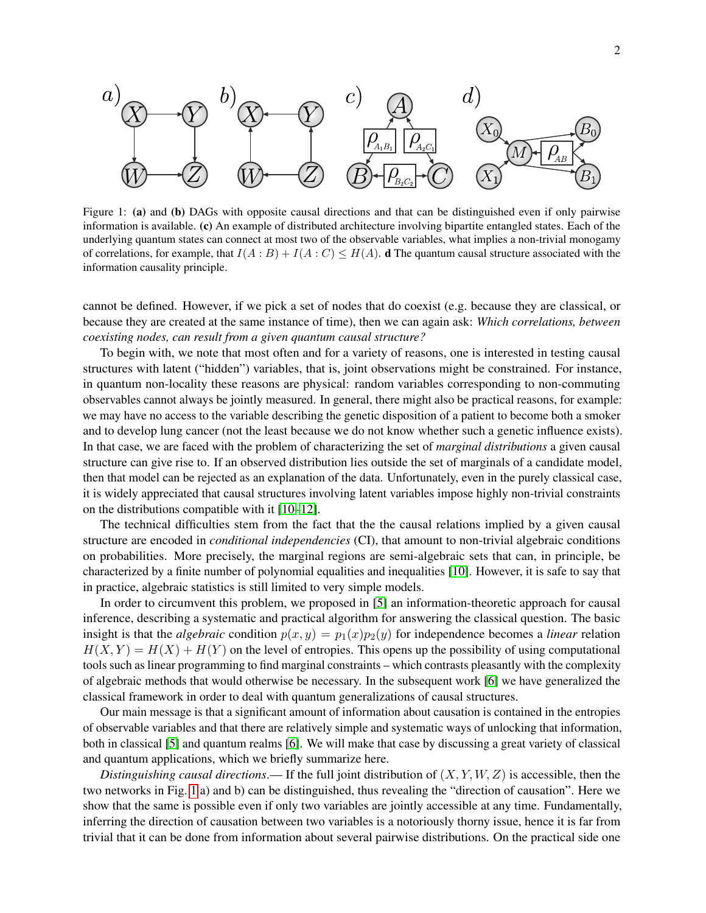Figure 1: **(a)** and **(b)** DAGs with opposite causal directions and that can be distinguished even if only pairwise information is available. **(c)** An example of distributed architecture involving bipartite entangled states. Each of the underlying quantum states can connect at most two of the observable variables, what implies a non-trivial monogamy of correlations, for example, that $I(A:B)+I(A:C)\leq H(A)$. **d** The quantum causal structure associated with the information causality principle.

cannot be defined. However, if we pick a set of nodes that do coexist (e.g. because they are classical, or because they are created at the same instance of time), then we can again ask: *Which correlations, between coexisting nodes, can result from a given quantum causal structure?*

To begin with, we note that most often and for a variety of reasons, one is interested in testing causal structures with latent ("hidden") variables, that is, joint observations might be constrained. For instance, in quantum non-locality these reasons are physical: random variables corresponding to non-commuting observables cannot always be jointly measured. In general, there might also be practical reasons, for example: we may have no access to the variable describing the genetic disposition of a patient to become both a smoker and to develop lung cancer (not the least because we do not know whether such a genetic influence exists). In that case, we are faced with the problem of characterizing the set of *marginal distributions* a given causal structure can give rise to. If an observed distribution lies outside the set of marginals of a candidate model, then that model can be rejected as an explanation of the data. Unfortunately, even in the purely classical case, it is widely appreciated that causal structures involving latent variables impose highly non-trivial constraints on the distributions compatible with it [10–12].

The technical difficulties stem from the fact that the the causal relations implied by a given causal structure are encoded in *conditional independencies* (CI), that amount to non-trivial algebraic conditions on probabilities. More precisely, the marginal regions are semi-algebraic sets that can, in principle, be characterized by a finite number of polynomial equalities and inequalities [10]. However, it is safe to say that in practice, algebraic statistics is still limited to very simple models.

In order to circumvent this problem, we proposed in [5] an information-theoretic approach for causal inference, describing a systematic and practical algorithm for answering the classical question. The basic insight is that the *algebraic* condition $p(x,y)=p_1(x)p_2(y)$ for independence becomes a *linear* relation $H(X,Y)=H(X)+H(Y)$ on the level of entropies. This opens up the possibility of using computational tools such as linear programming to find marginal constraints – which contrasts pleasantly with the complexity of algebraic methods that would otherwise be necessary. In the subsequent work [6] we have generalized the classical framework in order to deal with quantum generalizations of causal structures.

Our main message is that a significant amount of information about causation is contained in the entropies of observable variables and that there are relatively simple and systematic ways of unlocking that information, both in classical [5] and quantum realms [6]. We will make that case by discussing a great variety of classical and quantum applications, which we briefly summarize here.

*Distinguishing causal directions*.— If the full joint distribution of $(X,Y,W,Z)$ is accessible, then the two networks in Fig. 1 a) and b) can be distinguished, thus revealing the "direction of causation". Here we show that the same is possible even if only two variables are jointly accessible at any time. Fundamentally, inferring the direction of causation between two variables is a notoriously thorny issue, hence it is far from trivial that it can be done from information about several pairwise distributions. On the practical side one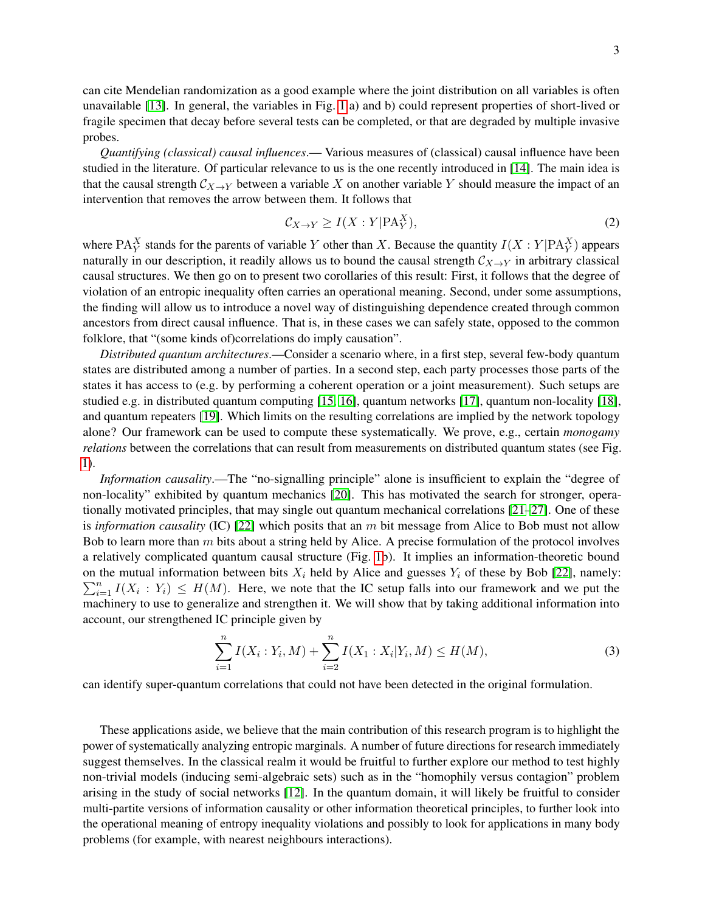can cite Mendelian randomization as a good example where the joint distribution on all variables is often unavailable [13]. In general, the variables in Fig. 1 a) and b) could represent properties of short-lived or fragile specimen that decay before several tests can be completed, or that are degraded by multiple invasive probes.

*Quantifying (classical) causal influences*.— Various measures of (classical) causal influence have been studied in the literature. Of particular relevance to us is the one recently introduced in [14]. The main idea is that the causal strength $\mathcal{C}_{X\to Y}$ between a variable $X$ on another variable $Y$ should measure the impact of an intervention that removes the arrow between them. It follows that

$$\mathcal{C}_{X\to Y} \geq I(X:Y|\mathrm{PA}_Y^X), \tag{2}$$

where $\mathrm{PA}_Y^X$ stands for the parents of variable $Y$ other than $X$. Because the quantity $I(X:Y|\mathrm{PA}_Y^X)$ appears naturally in our description, it readily allows us to bound the causal strength $\mathcal{C}_{X\to Y}$ in arbitrary classical causal structures. We then go on to present two corollaries of this result: First, it follows that the degree of violation of an entropic inequality often carries an operational meaning. Second, under some assumptions, the finding will allow us to introduce a novel way of distinguishing dependence created through common ancestors from direct causal influence. That is, in these cases we can safely state, opposed to the common folklore, that "(some kinds of)correlations do imply causation".

*Distributed quantum architectures*.—Consider a scenario where, in a first step, several few-body quantum states are distributed among a number of parties. In a second step, each party processes those parts of the states it has access to (e.g. by performing a coherent operation or a joint measurement). Such setups are studied e.g. in distributed quantum computing [15, 16], quantum networks [17], quantum non-locality [18], and quantum repeaters [19]. Which limits on the resulting correlations are implied by the network topology alone? Our framework can be used to compute these systematically. We prove, e.g., certain *monogamy relations* between the correlations that can result from measurements on distributed quantum states (see Fig. 1).

*Information causality*.—The "no-signalling principle" alone is insufficient to explain the "degree of non-locality" exhibited by quantum mechanics [20]. This has motivated the search for stronger, operationally motivated principles, that may single out quantum mechanical correlations [21–27]. One of these is *information causality* (IC) [22] which posits that an $m$ bit message from Alice to Bob must not allow Bob to learn more than $m$ bits about a string held by Alice. A precise formulation of the protocol involves a relatively complicated quantum causal structure (Fig. 1b). It implies an information-theoretic bound on the mutual information between bits $X_i$ held by Alice and guesses $Y_i$ of these by Bob [22], namely: $\sum_{i=1}^{n} I(X_i:Y_i) \leq H(M)$. Here, we note that the IC setup falls into our framework and we put the machinery to use to generalize and strengthen it. We will show that by taking additional information into account, our strengthened IC principle given by

$$\sum_{i=1}^{n} I(X_i:Y_i,M) + \sum_{i=2}^{n} I(X_1:X_i|Y_i,M) \leq H(M), \tag{3}$$

can identify super-quantum correlations that could not have been detected in the original formulation.

These applications aside, we believe that the main contribution of this research program is to highlight the power of systematically analyzing entropic marginals. A number of future directions for research immediately suggest themselves. In the classical realm it would be fruitful to further explore our method to test highly non-trivial models (inducing semi-algebraic sets) such as in the "homophily versus contagion" problem arising in the study of social networks [12]. In the quantum domain, it will likely be fruitful to consider multi-partite versions of information causality or other information theoretical principles, to further look into the operational meaning of entropy inequality violations and possibly to look for applications in many body problems (for example, with nearest neighbours interactions).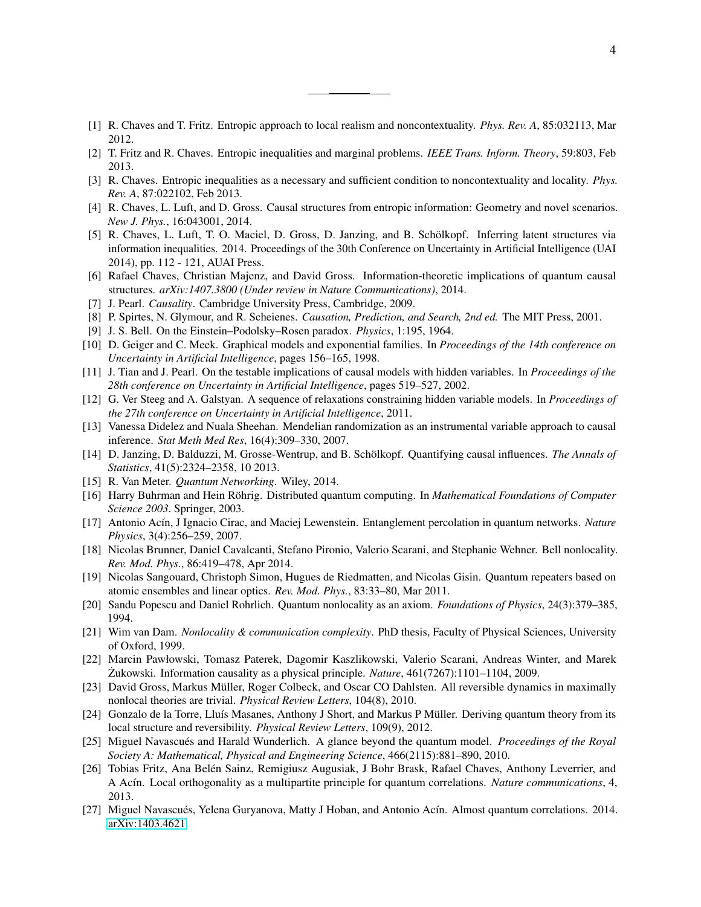- [1] R. Chaves and T. Fritz. Entropic approach to local realism and noncontextuality. *Phys. Rev. A*, 85:032113, Mar 2012.
- [2] T. Fritz and R. Chaves. Entropic inequalities and marginal problems. *IEEE Trans. Inform. Theory*, 59:803, Feb 2013.
- [3] R. Chaves. Entropic inequalities as a necessary and sufficient condition to noncontextuality and locality. *Phys. Rev. A*, 87:022102, Feb 2013.
- [4] R. Chaves, L. Luft, and D. Gross. Causal structures from entropic information: Geometry and novel scenarios. *New J. Phys.*, 16:043001, 2014.
- [5] R. Chaves, L. Luft, T. O. Maciel, D. Gross, D. Janzing, and B. Schölkopf. Inferring latent structures via information inequalities. 2014. Proceedings of the 30th Conference on Uncertainty in Artificial Intelligence (UAI 2014), pp. 112 - 121, AUAI Press.
- [6] Rafael Chaves, Christian Majenz, and David Gross. Information-theoretic implications of quantum causal structures. *arXiv:1407.3800 (Under review in Nature Communications)*, 2014.
- [7] J. Pearl. *Causality*. Cambridge University Press, Cambridge, 2009.
- [8] P. Spirtes, N. Glymour, and R. Scheienes. *Causation, Prediction, and Search, 2nd ed.* The MIT Press, 2001.
- [9] J. S. Bell. On the Einstein–Podolsky–Rosen paradox. *Physics*, 1:195, 1964.
- [10] D. Geiger and C. Meek. Graphical models and exponential families. In *Proceedings of the 14th conference on Uncertainty in Artificial Intelligence*, pages 156–165, 1998.
- [11] J. Tian and J. Pearl. On the testable implications of causal models with hidden variables. In *Proceedings of the 28th conference on Uncertainty in Artificial Intelligence*, pages 519–527, 2002.
- [12] G. Ver Steeg and A. Galstyan. A sequence of relaxations constraining hidden variable models. In *Proceedings of the 27th conference on Uncertainty in Artificial Intelligence*, 2011.
- [13] Vanessa Didelez and Nuala Sheehan. Mendelian randomization as an instrumental variable approach to causal inference. *Stat Meth Med Res*, 16(4):309–330, 2007.
- [14] D. Janzing, D. Balduzzi, M. Grosse-Wentrup, and B. Schölkopf. Quantifying causal influences. *The Annals of Statistics*, 41(5):2324–2358, 10 2013.
- [15] R. Van Meter. *Quantum Networking*. Wiley, 2014.
- [16] Harry Buhrman and Hein Röhrig. Distributed quantum computing. In *Mathematical Foundations of Computer Science 2003*. Springer, 2003.
- [17] Antonio Acín, J Ignacio Cirac, and Maciej Lewenstein. Entanglement percolation in quantum networks. *Nature Physics*, 3(4):256–259, 2007.
- [18] Nicolas Brunner, Daniel Cavalcanti, Stefano Pironio, Valerio Scarani, and Stephanie Wehner. Bell nonlocality. *Rev. Mod. Phys.*, 86:419–478, Apr 2014.
- [19] Nicolas Sangouard, Christoph Simon, Hugues de Riedmatten, and Nicolas Gisin. Quantum repeaters based on atomic ensembles and linear optics. *Rev. Mod. Phys.*, 83:33–80, Mar 2011.
- [20] Sandu Popescu and Daniel Rohrlich. Quantum nonlocality as an axiom. *Foundations of Physics*, 24(3):379–385, 1994.
- [21] Wim van Dam. *Nonlocality & communication complexity*. PhD thesis, Faculty of Physical Sciences, University of Oxford, 1999.
- [22] Marcin Pawłowski, Tomasz Paterek, Dagomir Kaszlikowski, Valerio Scarani, Andreas Winter, and Marek Żukowski. Information causality as a physical principle. *Nature*, 461(7267):1101–1104, 2009.
- [23] David Gross, Markus Müller, Roger Colbeck, and Oscar CO Dahlsten. All reversible dynamics in maximally nonlocal theories are trivial. *Physical Review Letters*, 104(8), 2010.
- [24] Gonzalo de la Torre, Lluís Masanes, Anthony J Short, and Markus P Müller. Deriving quantum theory from its local structure and reversibility. *Physical Review Letters*, 109(9), 2012.
- [25] Miguel Navascués and Harald Wunderlich. A glance beyond the quantum model. *Proceedings of the Royal Society A: Mathematical, Physical and Engineering Science*, 466(2115):881–890, 2010.
- [26] Tobias Fritz, Ana Belén Sainz, Remigiusz Augusiak, J Bohr Brask, Rafael Chaves, Anthony Leverrier, and A Acín. Local orthogonality as a multipartite principle for quantum correlations. *Nature communications*, 4, 2013.
- [27] Miguel Navascués, Yelena Guryanova, Matty J Hoban, and Antonio Acín. Almost quantum correlations. 2014. arXiv:1403.4621.